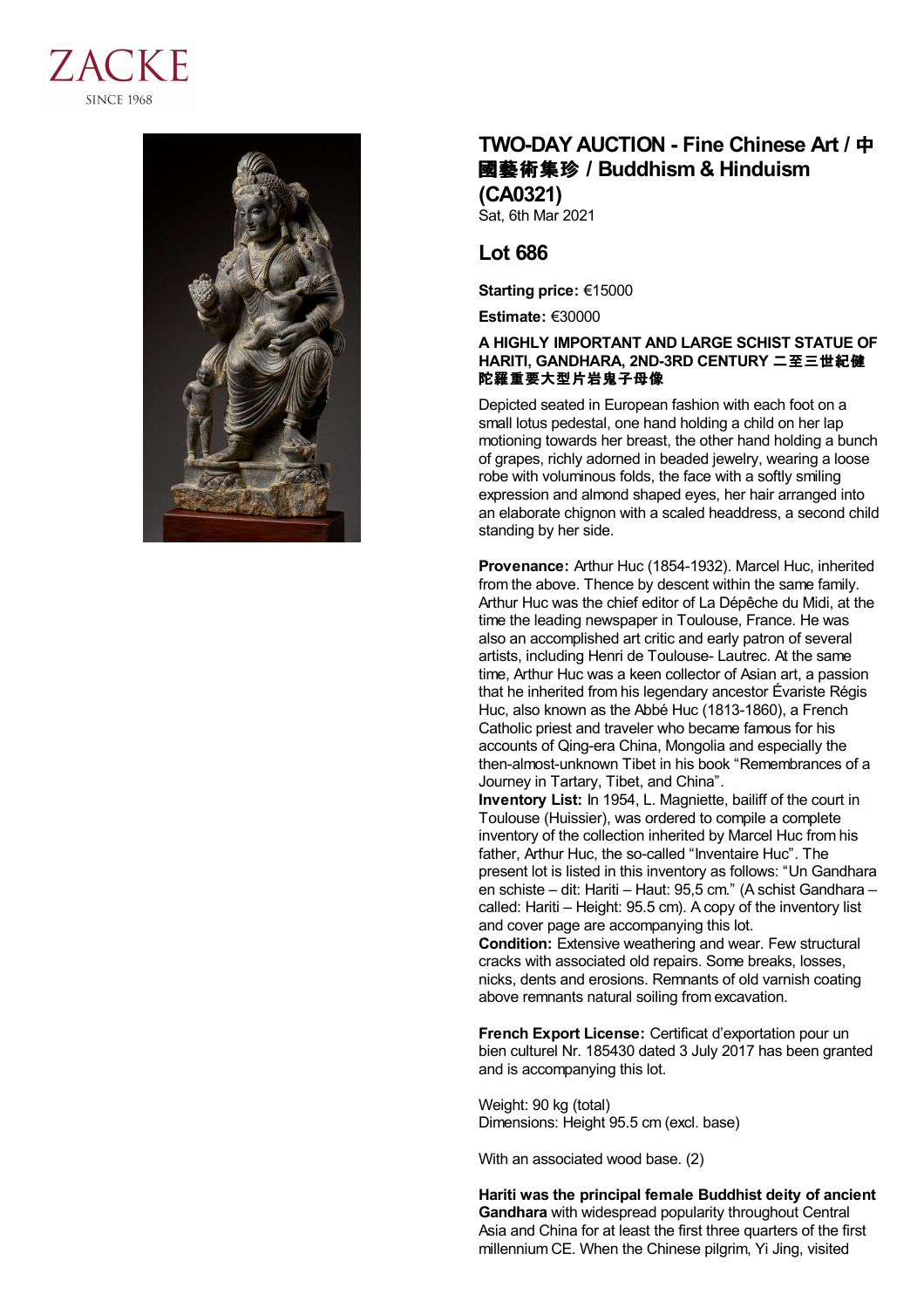ZACKE
SINCE 1968

# TWO-DAY AUCTION - Fine Chinese Art / 中國藝術集珍 / Buddhism & Hinduism (CA0321)

Sat, 6th Mar 2021

## Lot 686

**Starting price:** €15000

**Estimate:** €30000

**A HIGHLY IMPORTANT AND LARGE SCHIST STATUE OF HARITI, GANDHARA, 2ND-3RD CENTURY 二至三世紀犍陀羅重要大型片岩鬼子母像**

Depicted seated in European fashion with each foot on a small lotus pedestal, one hand holding a child on her lap motioning towards her breast, the other hand holding a bunch of grapes, richly adorned in beaded jewelry, wearing a loose robe with voluminous folds, the face with a softly smiling expression and almond shaped eyes, her hair arranged into an elaborate chignon with a scaled headdress, a second child standing by her side.

**Provenance:** Arthur Huc (1854-1932). Marcel Huc, inherited from the above. Thence by descent within the same family. Arthur Huc was the chief editor of La Dépêche du Midi, at the time the leading newspaper in Toulouse, France. He was also an accomplished art critic and early patron of several artists, including Henri de Toulouse- Lautrec. At the same time, Arthur Huc was a keen collector of Asian art, a passion that he inherited from his legendary ancestor Évariste Régis Huc, also known as the Abbé Huc (1813-1860), a French Catholic priest and traveler who became famous for his accounts of Qing-era China, Mongolia and especially the then-almost-unknown Tibet in his book "Remembrances of a Journey in Tartary, Tibet, and China".

**Inventory List:** In 1954, L. Magniette, bailiff of the court in Toulouse (Huissier), was ordered to compile a complete inventory of the collection inherited by Marcel Huc from his father, Arthur Huc, the so-called "Inventaire Huc". The present lot is listed in this inventory as follows: "Un Gandhara en schiste – dit: Hariti – Haut: 95,5 cm." (A schist Gandhara – called: Hariti – Height: 95.5 cm). A copy of the inventory list and cover page are accompanying this lot.

**Condition:** Extensive weathering and wear. Few structural cracks with associated old repairs. Some breaks, losses, nicks, dents and erosions. Remnants of old varnish coating above remnants natural soiling from excavation.

**French Export License:** Certificat d'exportation pour un bien culturel Nr. 185430 dated 3 July 2017 has been granted and is accompanying this lot.

Weight: 90 kg (total)
Dimensions: Height 95.5 cm (excl. base)

With an associated wood base. (2)

**Hariti was the principal female Buddhist deity of ancient Gandhara** with widespread popularity throughout Central Asia and China for at least the first three quarters of the first millennium CE. When the Chinese pilgrim, Yi Jing, visited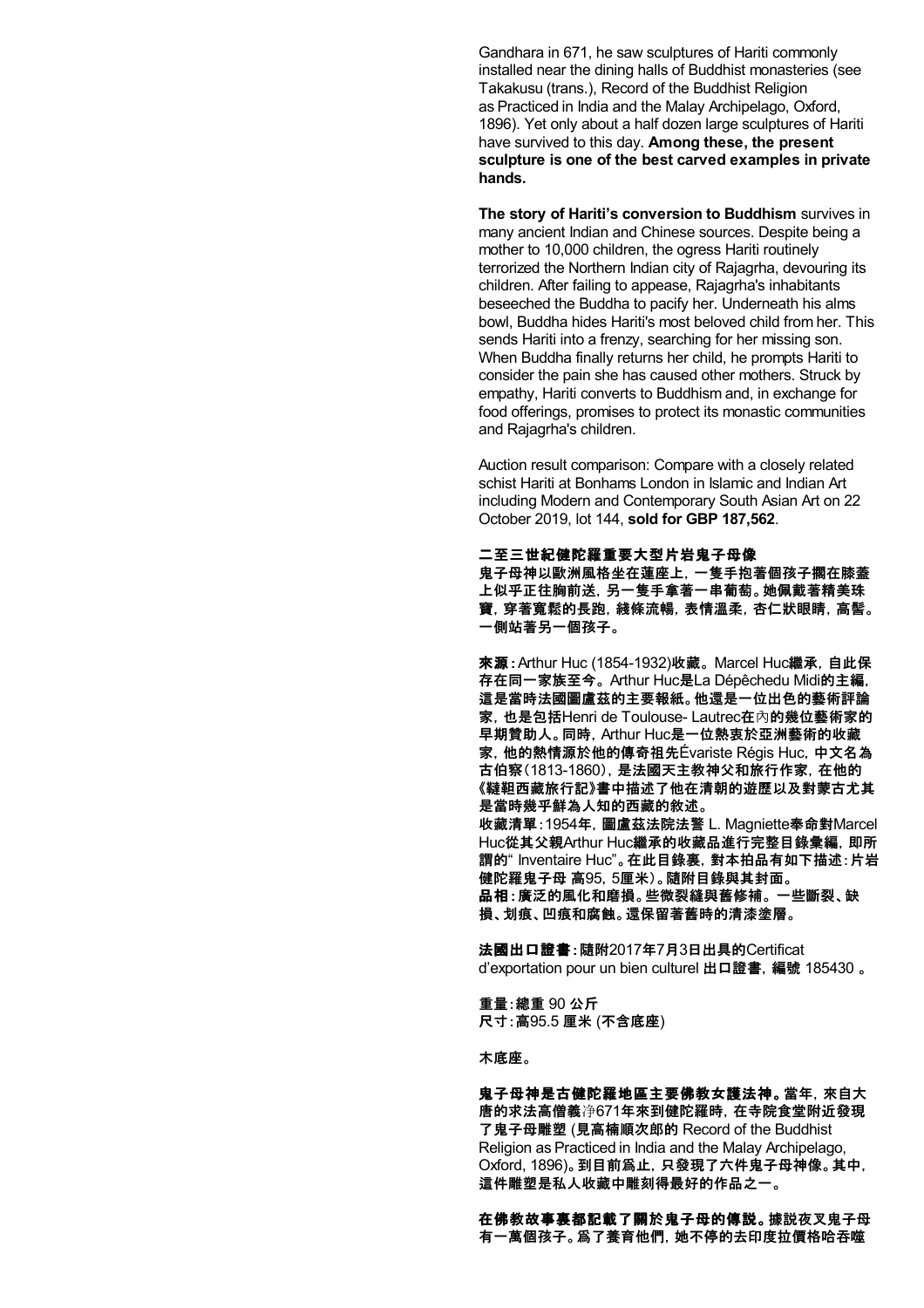Gandhara in 671, he saw sculptures of Hariti commonly installed near the dining halls of Buddhist monasteries (see Takakusu (trans.), Record of the Buddhist Religion as Practiced in India and the Malay Archipelago, Oxford, 1896). Yet only about a half dozen large sculptures of Hariti have survived to this day. **Among these, the present sculpture is one of the best carved examples in private hands.**

**The story of Hariti's conversion to Buddhism** survives in many ancient Indian and Chinese sources. Despite being a mother to 10,000 children, the ogress Hariti routinely terrorized the Northern Indian city of Rajagrha, devouring its children. After failing to appease, Rajagrha's inhabitants beseeched the Buddha to pacify her. Underneath his alms bowl, Buddha hides Hariti's most beloved child from her. This sends Hariti into a frenzy, searching for her missing son. When Buddha finally returns her child, he prompts Hariti to consider the pain she has caused other mothers. Struck by empathy, Hariti converts to Buddhism and, in exchange for food offerings, promises to protect its monastic communities and Rajagrha's children.

Auction result comparison: Compare with a closely related schist Hariti at Bonhams London in Islamic and Indian Art including Modern and Contemporary South Asian Art on 22 October 2019, lot 144, **sold for GBP 187,562**.

**二至三世紀健陀羅重要大型片岩鬼子母像**
**鬼子母神以歐洲風格坐在蓮座上，一隻手抱著個孩子擱在膝蓋上似乎正往胸前送，另一隻手拿著一串葡萄。她佩戴著精美珠寶，穿著寬鬆的長跑，綫條流暢，表情溫柔，杏仁狀眼睛，高髻。一側站著另一個孩子。**

**來源：**Arthur Huc (1854-1932)**收藏。**Marcel Huc**繼承，自此保存在同一家族至今。**Arthur Huc**是**La Dépêchedu Midi**的主編，這是當時法國圖盧茲的主要報紙。他還是一位出色的藝術評論家，也是包括**Henri de Toulouse- Lautrec**在内的幾位藝術家的早期贊助人。同時，**Arthur Huc**是一位熱衷於亞洲藝術的收藏家，他的熱情源於他的傳奇祖先**Évariste Régis Huc，**中文名為古伯察（1813-1860），是法國天主教神父和旅行作家，在他的《韃靼西藏旅行記》書中描述了他在清朝的遊歷以及對蒙古尤其是當時幾乎鮮為人知的西藏的敘述。**
**收藏清單：**1954**年，圖盧茲法院法警** L. Magniette**奉命對**Marcel Huc**從其父親**Arthur Huc**繼承的收藏品進行完整目錄彙編，即所謂的**" Inventaire Huc"**。在此目錄裏，對本拍品有如下描述：片岩健陀羅鬼子母 高**95，5**厘米）。隨附目錄與其封面。**
**品相：廣泛的風化和磨損。些微裂縫與舊修補。一些斷裂、缺損、划痕、凹痕和腐蝕。還保留著舊時的清漆塗層。**

**法國出口證書：隨附**2017**年**7**月**3**日出具的**Certificat d'exportation pour un bien culturel **出口證書，編號** 185430 **。**

**重量：總重** 90 **公斤**
**尺寸：高**95.5 **厘米** (**不含底座**)

**木底座。**

**鬼子母神是古健陀羅地區主要佛教女護法神。當年，來自大唐的求法高僧義净**671**年來到健陀羅時，在寺院食堂附近發現了鬼子母雕塑 (見高楠順次郎的** Record of the Buddhist Religion as Practiced in India and the Malay Archipelago, Oxford, 1896)**。到目前爲止，只發現了六件鬼子母神像。其中，這件雕塑是私人收藏中雕刻得最好的作品之一。**

**在佛教故事裏都記載了關於鬼子母的傳說。據説夜叉鬼子母有一萬個孩子。爲了養育他們，她不停的去印度拉價格哈吞噬**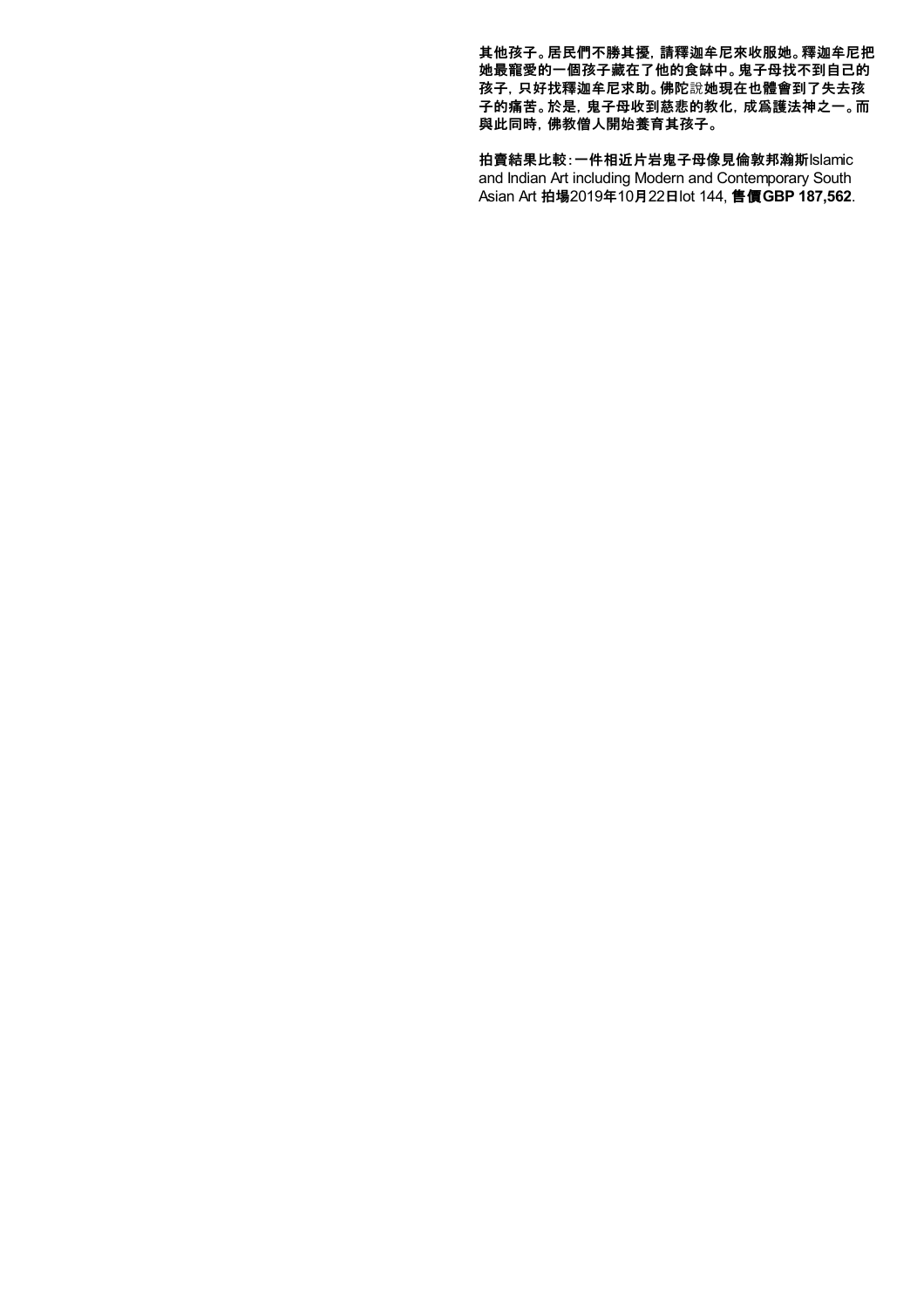其他孩子。居民們不勝其擾，請釋迦牟尼來收服她。釋迦牟尼把她最寵愛的一個孩子藏在了他的食缽中。鬼子母找不到自己的孩子，只好找釋迦牟尼求助。佛陀說她現在也體會到了失去孩子的痛苦。於是，鬼子母收到慈悲的教化，成爲護法神之一。而與此同時，佛教僧人開始養育其孩子。

**拍賣結果比較：一件相近片岩鬼子母像見倫敦邦瀚斯**Islamic and Indian Art including Modern and Contemporary South Asian Art **拍場**2019**年**10**月**22**日**lot 144, **售價GBP 187,562**.